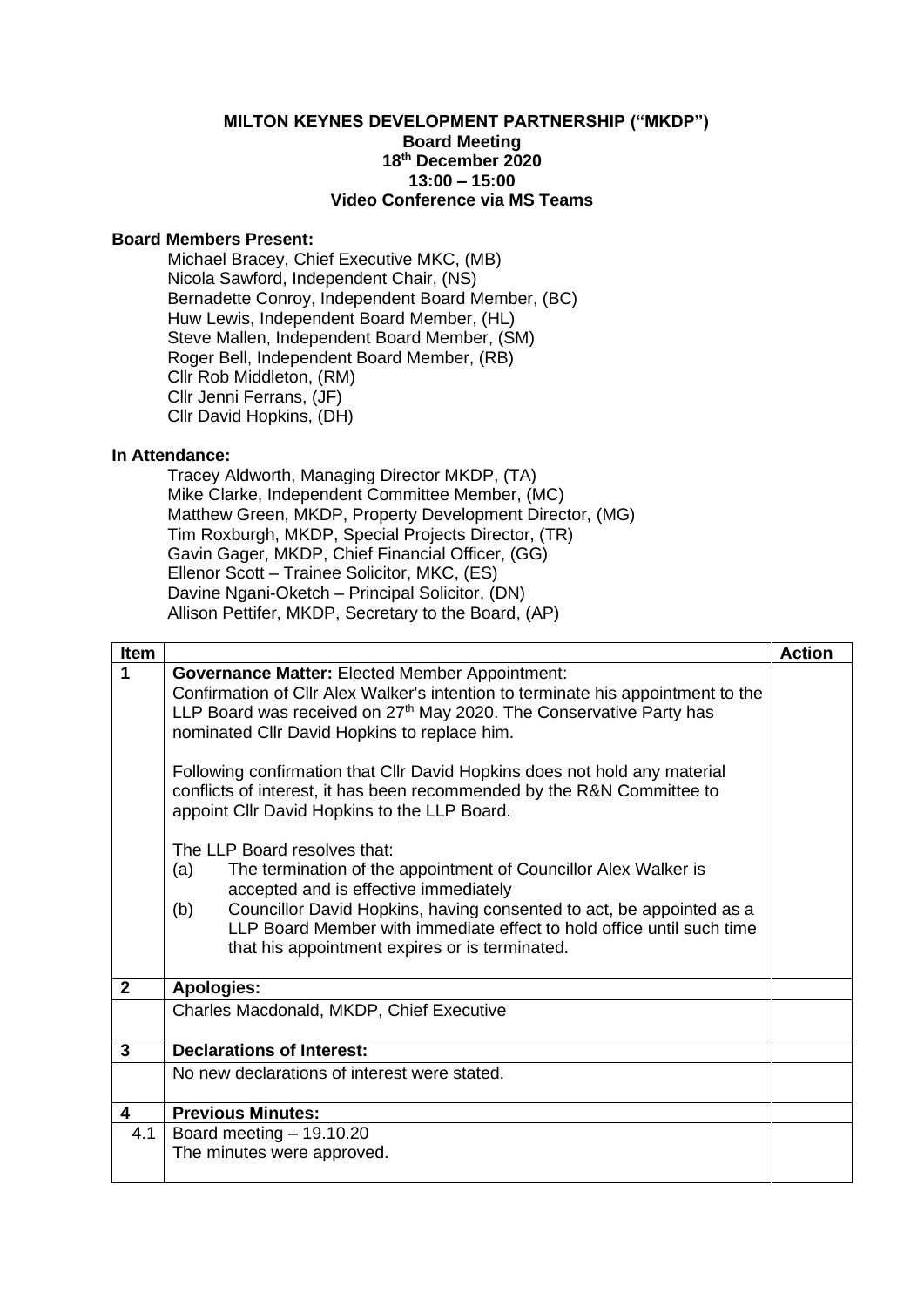**MILTON KEYNES DEVELOPMENT PARTNERSHIP ("MKDP")**
**Board Meeting**
**18th December 2020**
**13:00 – 15:00**
**Video Conference via MS Teams**

**Board Members Present:**

Michael Bracey, Chief Executive MKC, (MB)
Nicola Sawford, Independent Chair, (NS)
Bernadette Conroy, Independent Board Member, (BC)
Huw Lewis, Independent Board Member, (HL)
Steve Mallen, Independent Board Member, (SM)
Roger Bell, Independent Board Member, (RB)
Cllr Rob Middleton, (RM)
Cllr Jenni Ferrans, (JF)
Cllr David Hopkins, (DH)

**In Attendance:**

Tracey Aldworth, Managing Director MKDP, (TA)
Mike Clarke, Independent Committee Member, (MC)
Matthew Green, MKDP, Property Development Director, (MG)
Tim Roxburgh, MKDP, Special Projects Director, (TR)
Gavin Gager, MKDP, Chief Financial Officer, (GG)
Ellenor Scott – Trainee Solicitor, MKC, (ES)
Davine Ngani-Oketch – Principal Solicitor, (DN)
Allison Pettifer, MKDP, Secretary to the Board, (AP)

| Item | | Action |
|---|---|---|
| 1 | **Governance Matter:** Elected Member Appointment:<br>Confirmation of Cllr Alex Walker's intention to terminate his appointment to the LLP Board was received on 27th May 2020. The Conservative Party has nominated Cllr David Hopkins to replace him.<br><br>Following confirmation that Cllr David Hopkins does not hold any material conflicts of interest, it has been recommended by the R&N Committee to appoint Cllr David Hopkins to the LLP Board.<br><br>The LLP Board resolves that:<br>(a) The termination of the appointment of Councillor Alex Walker is accepted and is effective immediately<br>(b) Councillor David Hopkins, having consented to act, be appointed as a LLP Board Member with immediate effect to hold office until such time that his appointment expires or is terminated. | |
| 2 | **Apologies:** | |
| | Charles Macdonald, MKDP, Chief Executive | |
| 3 | **Declarations of Interest:** | |
| | No new declarations of interest were stated. | |
| 4 | **Previous Minutes:** | |
| 4.1 | Board meeting – 19.10.20<br>The minutes were approved. | |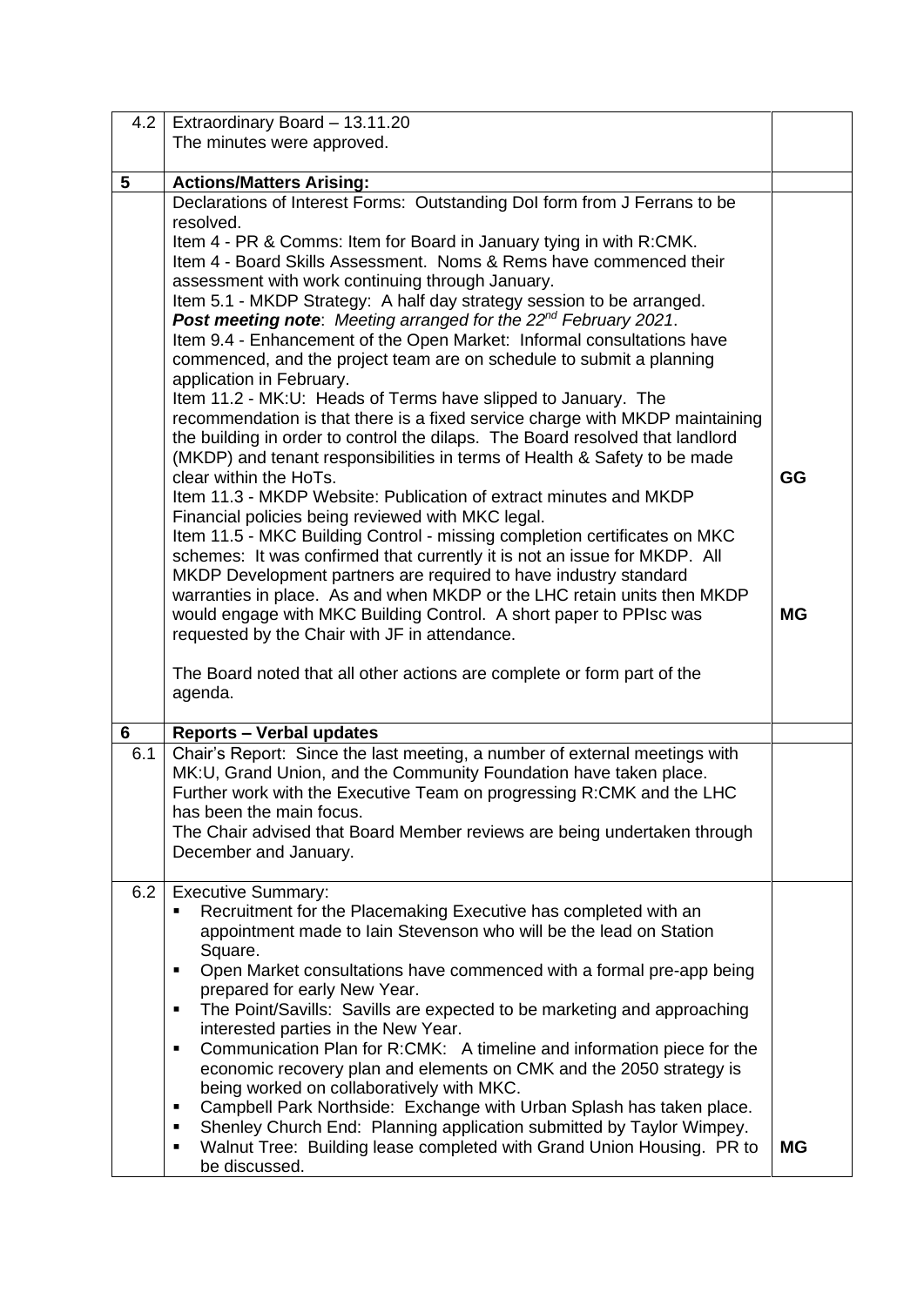| | | |
|---|---|---|
| 4.2 | Extraordinary Board – 13.11.20<br>The minutes were approved. | |
| **5** | **Actions/Matters Arising:** | |
| | Declarations of Interest Forms: Outstanding DoI form from J Ferrans to be resolved.<br>Item 4 - PR & Comms: Item for Board in January tying in with R:CMK.<br>Item 4 - Board Skills Assessment. Noms & Rems have commenced their assessment with work continuing through January.<br>Item 5.1 - MKDP Strategy: A half day strategy session to be arranged.<br>***Post meeting note***: *Meeting arranged for the 22nd February 2021*.<br>Item 9.4 - Enhancement of the Open Market: Informal consultations have commenced, and the project team are on schedule to submit a planning application in February.<br>Item 11.2 - MK:U: Heads of Terms have slipped to January. The recommendation is that there is a fixed service charge with MKDP maintaining the building in order to control the dilaps. The Board resolved that landlord (MKDP) and tenant responsibilities in terms of Health & Safety to be made clear within the HoTs.<br>Item 11.3 - MKDP Website: Publication of extract minutes and MKDP Financial policies being reviewed with MKC legal.<br>Item 11.5 - MKC Building Control - missing completion certificates on MKC schemes: It was confirmed that currently it is not an issue for MKDP. All MKDP Development partners are required to have industry standard warranties in place. As and when MKDP or the LHC retain units then MKDP would engage with MKC Building Control. A short paper to PPIsc was requested by the Chair with JF in attendance.<br><br>The Board noted that all other actions are complete or form part of the agenda. | **GG**<br><br>**MG** |
| **6** | **Reports – Verbal updates** | |
| 6.1 | Chair's Report: Since the last meeting, a number of external meetings with MK:U, Grand Union, and the Community Foundation have taken place. Further work with the Executive Team on progressing R:CMK and the LHC has been the main focus.<br>The Chair advised that Board Member reviews are being undertaken through December and January. | |
| 6.2 | Executive Summary:<br>▪ Recruitment for the Placemaking Executive has completed with an appointment made to Iain Stevenson who will be the lead on Station Square.<br>▪ Open Market consultations have commenced with a formal pre-app being prepared for early New Year.<br>▪ The Point/Savills: Savills are expected to be marketing and approaching interested parties in the New Year.<br>▪ Communication Plan for R:CMK: A timeline and information piece for the economic recovery plan and elements on CMK and the 2050 strategy is being worked on collaboratively with MKC.<br>▪ Campbell Park Northside: Exchange with Urban Splash has taken place.<br>▪ Shenley Church End: Planning application submitted by Taylor Wimpey.<br>▪ Walnut Tree: Building lease completed with Grand Union Housing. PR to be discussed. | **MG** |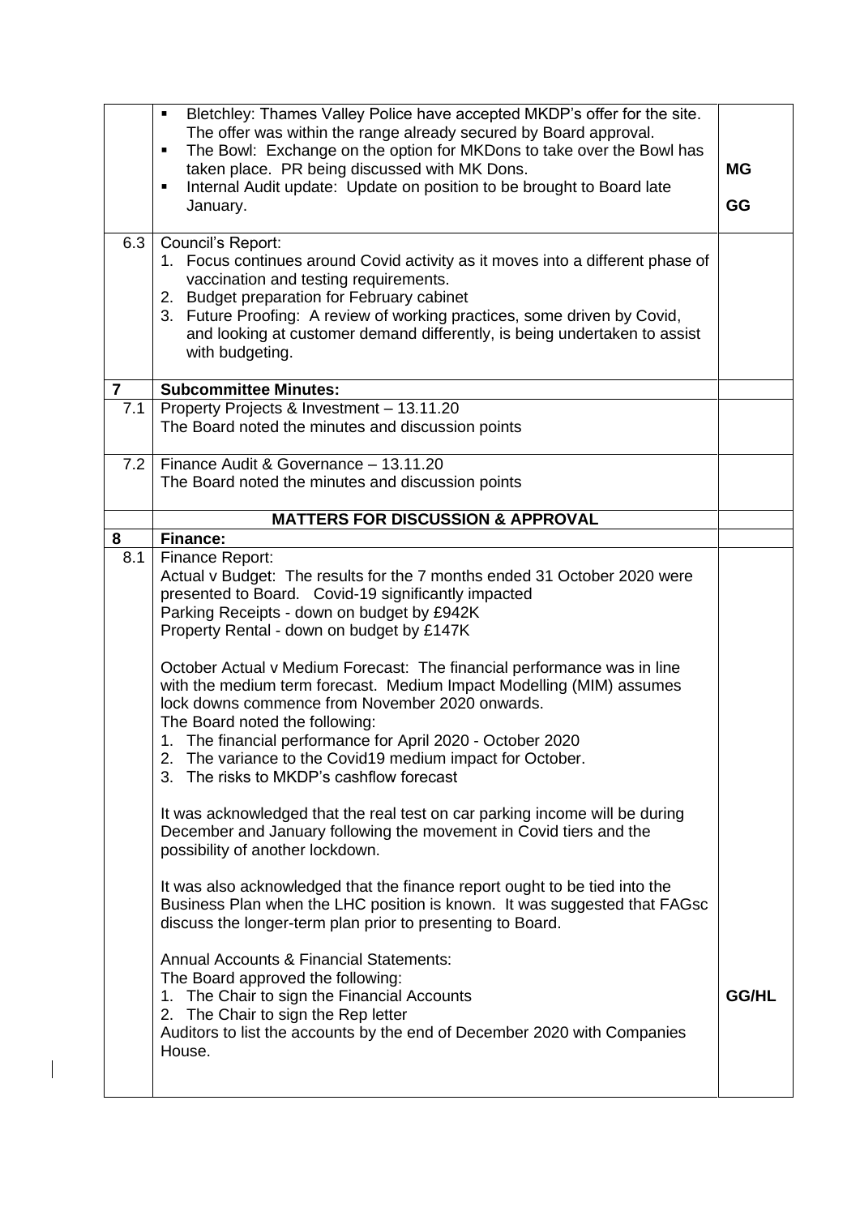| | | |
|---|---|---|
| | ▪ Bletchley: Thames Valley Police have accepted MKDP's offer for the site. The offer was within the range already secured by Board approval.<br>▪ The Bowl: Exchange on the option for MKDons to take over the Bowl has taken place. PR being discussed with MK Dons.<br>▪ Internal Audit update: Update on position to be brought to Board late January. | **MG**<br><br>**GG** |
| 6.3 | Council's Report:<br>1. Focus continues around Covid activity as it moves into a different phase of vaccination and testing requirements.<br>2. Budget preparation for February cabinet<br>3. Future Proofing: A review of working practices, some driven by Covid, and looking at customer demand differently, is being undertaken to assist with budgeting. | |
| **7** | **Subcommittee Minutes:** | |
| 7.1 | Property Projects & Investment – 13.11.20<br>The Board noted the minutes and discussion points | |
| 7.2 | Finance Audit & Governance – 13.11.20<br>The Board noted the minutes and discussion points | |
| | **MATTERS FOR DISCUSSION & APPROVAL** | |
| **8** | **Finance:** | |
| 8.1 | Finance Report:<br>Actual v Budget: The results for the 7 months ended 31 October 2020 were presented to Board. Covid-19 significantly impacted<br>Parking Receipts - down on budget by £942K<br>Property Rental - down on budget by £147K<br><br>October Actual v Medium Forecast: The financial performance was in line with the medium term forecast. Medium Impact Modelling (MIM) assumes lock downs commence from November 2020 onwards.<br>The Board noted the following:<br>1. The financial performance for April 2020 - October 2020<br>2. The variance to the Covid19 medium impact for October.<br>3. The risks to MKDP's cashflow forecast<br><br>It was acknowledged that the real test on car parking income will be during December and January following the movement in Covid tiers and the possibility of another lockdown.<br><br>It was also acknowledged that the finance report ought to be tied into the Business Plan when the LHC position is known. It was suggested that FAGsc discuss the longer-term plan prior to presenting to Board.<br><br>Annual Accounts & Financial Statements:<br>The Board approved the following:<br>1. The Chair to sign the Financial Accounts<br>2. The Chair to sign the Rep letter<br>Auditors to list the accounts by the end of December 2020 with Companies House. | **GG/HL** |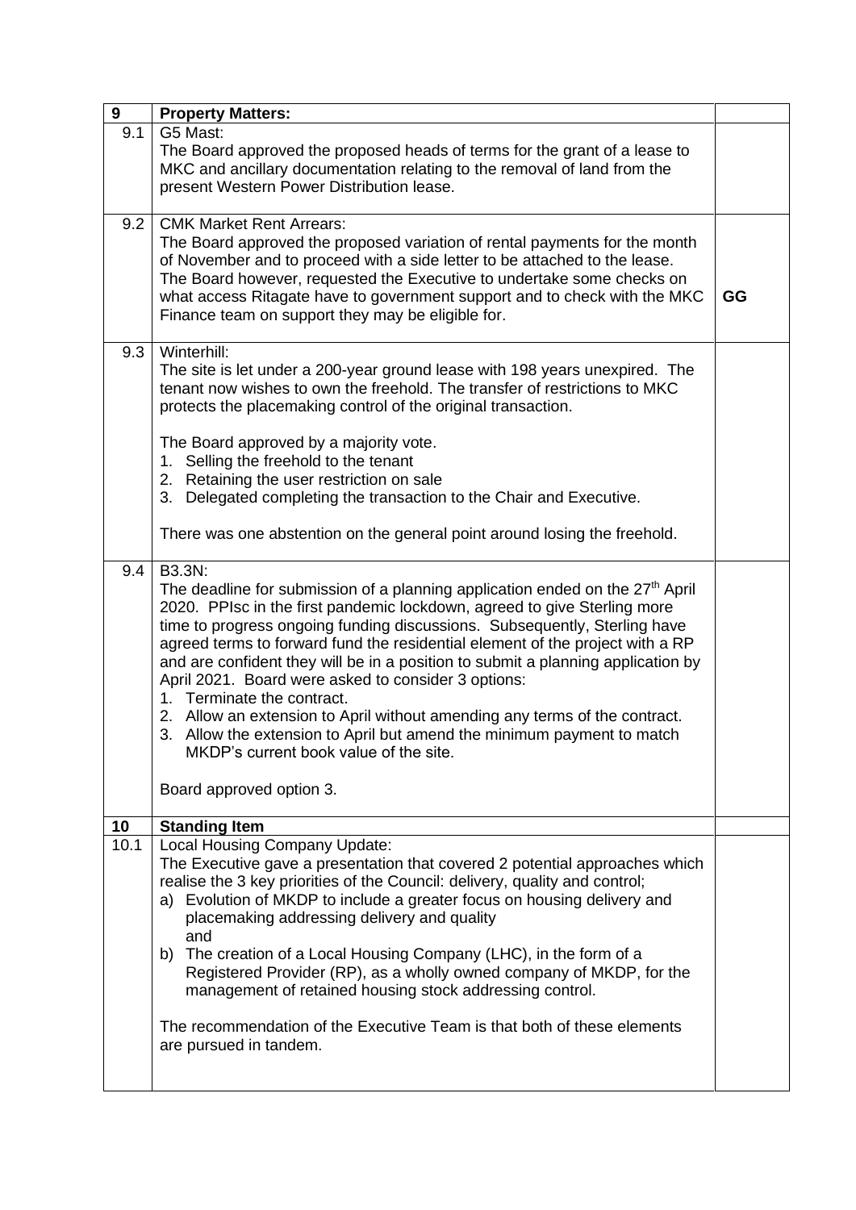| 9 | **Property Matters:** | |
|---|---|---|
| 9.1 | G5 Mast:<br>The Board approved the proposed heads of terms for the grant of a lease to MKC and ancillary documentation relating to the removal of land from the present Western Power Distribution lease. | |
| 9.2 | CMK Market Rent Arrears:<br>The Board approved the proposed variation of rental payments for the month of November and to proceed with a side letter to be attached to the lease. The Board however, requested the Executive to undertake some checks on what access Ritagate have to government support and to check with the MKC Finance team on support they may be eligible for. | **GG** |
| 9.3 | Winterhill:<br>The site is let under a 200-year ground lease with 198 years unexpired. The tenant now wishes to own the freehold. The transfer of restrictions to MKC protects the placemaking control of the original transaction.<br><br>The Board approved by a majority vote.<br>1. Selling the freehold to the tenant<br>2. Retaining the user restriction on sale<br>3. Delegated completing the transaction to the Chair and Executive.<br><br>There was one abstention on the general point around losing the freehold. | |
| 9.4 | B3.3N:<br>The deadline for submission of a planning application ended on the 27th April 2020. PPIsc in the first pandemic lockdown, agreed to give Sterling more time to progress ongoing funding discussions. Subsequently, Sterling have agreed terms to forward fund the residential element of the project with a RP and are confident they will be in a position to submit a planning application by April 2021. Board were asked to consider 3 options:<br>1. Terminate the contract.<br>2. Allow an extension to April without amending any terms of the contract.<br>3. Allow the extension to April but amend the minimum payment to match MKDP's current book value of the site.<br><br>Board approved option 3. | |
| **10** | **Standing Item** | |
| 10.1 | Local Housing Company Update:<br>The Executive gave a presentation that covered 2 potential approaches which realise the 3 key priorities of the Council: delivery, quality and control;<br>a) Evolution of MKDP to include a greater focus on housing delivery and placemaking addressing delivery and quality<br>and<br>b) The creation of a Local Housing Company (LHC), in the form of a Registered Provider (RP), as a wholly owned company of MKDP, for the management of retained housing stock addressing control.<br><br>The recommendation of the Executive Team is that both of these elements are pursued in tandem. | |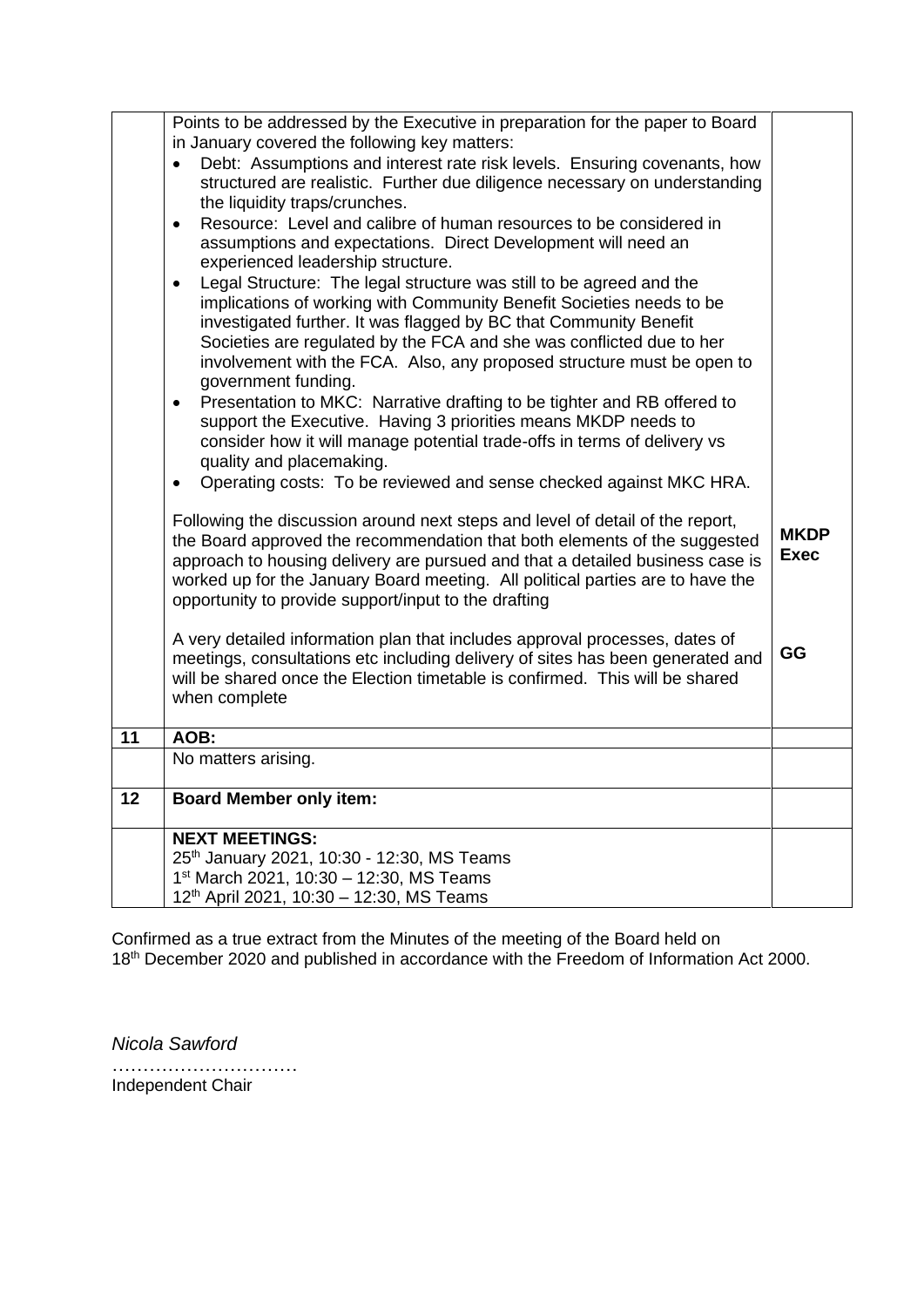| | | |
|---|---|---|
| | Points to be addressed by the Executive in preparation for the paper to Board in January covered the following key matters:<br>• Debt: Assumptions and interest rate risk levels. Ensuring covenants, how structured are realistic. Further due diligence necessary on understanding the liquidity traps/crunches.<br>• Resource: Level and calibre of human resources to be considered in assumptions and expectations. Direct Development will need an experienced leadership structure.<br>• Legal Structure: The legal structure was still to be agreed and the implications of working with Community Benefit Societies needs to be investigated further. It was flagged by BC that Community Benefit Societies are regulated by the FCA and she was conflicted due to her involvement with the FCA. Also, any proposed structure must be open to government funding.<br>• Presentation to MKC: Narrative drafting to be tighter and RB offered to support the Executive. Having 3 priorities means MKDP needs to consider how it will manage potential trade-offs in terms of delivery vs quality and placemaking.<br>• Operating costs: To be reviewed and sense checked against MKC HRA. | |
| | Following the discussion around next steps and level of detail of the report, the Board approved the recommendation that both elements of the suggested approach to housing delivery are pursued and that a detailed business case is worked up for the January Board meeting. All political parties are to have the opportunity to provide support/input to the drafting | **MKDP Exec** |
| | A very detailed information plan that includes approval processes, dates of meetings, consultations etc including delivery of sites has been generated and will be shared once the Election timetable is confirmed. This will be shared when complete | **GG** |
| **11** | **AOB:** | |
| | No matters arising. | |
| **12** | **Board Member only item:** | |
| | **NEXT MEETINGS:**<br>25th January 2021, 10:30 - 12:30, MS Teams<br>1st March 2021, 10:30 – 12:30, MS Teams<br>12th April 2021, 10:30 – 12:30, MS Teams | |

Confirmed as a true extract from the Minutes of the meeting of the Board held on 18th December 2020 and published in accordance with the Freedom of Information Act 2000.

*Nicola Sawford*

…………………………

Independent Chair